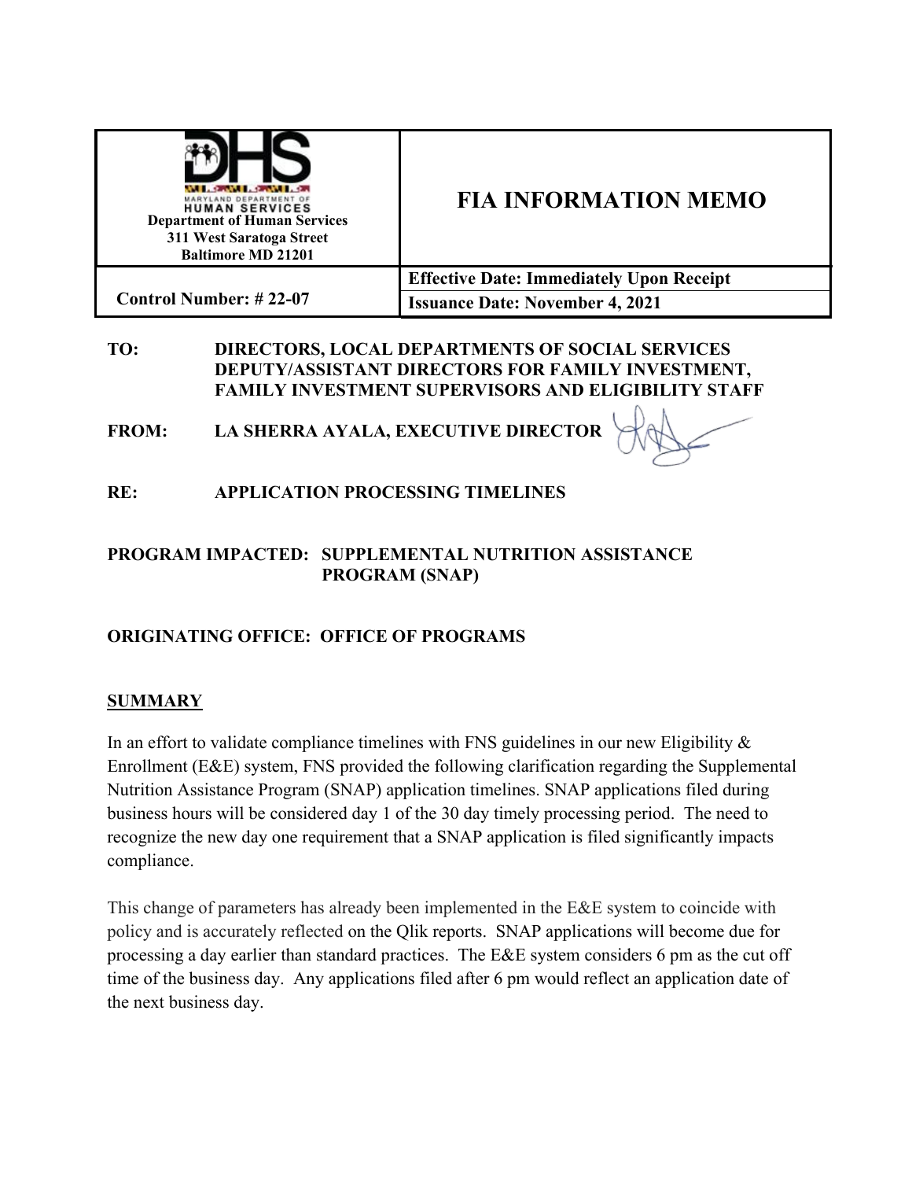| Maryland Department of Human Services<br>Department of Human Services<br>311 West Saratoga Street<br>Baltimore MD 21201 | **FIA INFORMATION MEMO** |
| --- | --- |
| **Control Number: # 22-07** | **Effective Date: Immediately Upon Receipt**<br>**Issuance Date: November 4, 2021** |

**TO:** DIRECTORS, LOCAL DEPARTMENTS OF SOCIAL SERVICES
DEPUTY/ASSISTANT DIRECTORS FOR FAMILY INVESTMENT,
FAMILY INVESTMENT SUPERVISORS AND ELIGIBILITY STAFF

**FROM:** LA SHERRA AYALA, EXECUTIVE DIRECTOR

**RE:** APPLICATION PROCESSING TIMELINES

**PROGRAM IMPACTED:** SUPPLEMENTAL NUTRITION ASSISTANCE PROGRAM (SNAP)

**ORIGINATING OFFICE:** OFFICE OF PROGRAMS

## SUMMARY

In an effort to validate compliance timelines with FNS guidelines in our new Eligibility & Enrollment (E&E) system, FNS provided the following clarification regarding the Supplemental Nutrition Assistance Program (SNAP) application timelines. SNAP applications filed during business hours will be considered day 1 of the 30 day timely processing period. The need to recognize the new day one requirement that a SNAP application is filed significantly impacts compliance.

This change of parameters has already been implemented in the E&E system to coincide with policy and is accurately reflected on the Qlik reports. SNAP applications will become due for processing a day earlier than standard practices. The E&E system considers 6 pm as the cut off time of the business day. Any applications filed after 6 pm would reflect an application date of the next business day.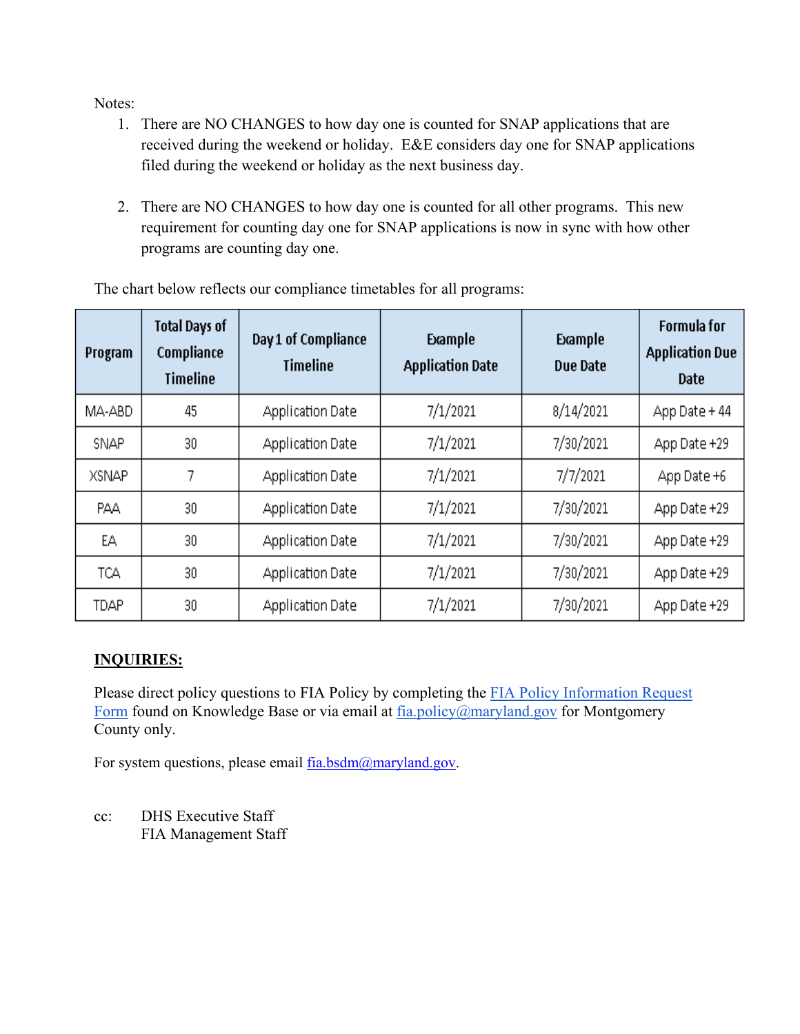Notes:

1. There are NO CHANGES to how day one is counted for SNAP applications that are received during the weekend or holiday. E&E considers day one for SNAP applications filed during the weekend or holiday as the next business day.

2. There are NO CHANGES to how day one is counted for all other programs. This new requirement for counting day one for SNAP applications is now in sync with how other programs are counting day one.

The chart below reflects our compliance timetables for all programs:

| Program | Total Days of Compliance Timeline | Day 1 of Compliance Timeline | Example Application Date | Example Due Date | Formula for Application Due Date |
|---|---|---|---|---|---|
| MA-ABD | 45 | Application Date | 7/1/2021 | 8/14/2021 | App Date + 44 |
| SNAP | 30 | Application Date | 7/1/2021 | 7/30/2021 | App Date +29 |
| XSNAP | 7 | Application Date | 7/1/2021 | 7/7/2021 | App Date +6 |
| PAA | 30 | Application Date | 7/1/2021 | 7/30/2021 | App Date +29 |
| EA | 30 | Application Date | 7/1/2021 | 7/30/2021 | App Date +29 |
| TCA | 30 | Application Date | 7/1/2021 | 7/30/2021 | App Date +29 |
| TDAP | 30 | Application Date | 7/1/2021 | 7/30/2021 | App Date +29 |

**INQUIRIES:**

Please direct policy questions to FIA Policy by completing the FIA Policy Information Request Form found on Knowledge Base or via email at fia.policy@maryland.gov for Montgomery County only.

For system questions, please email fia.bsdm@maryland.gov.

cc: DHS Executive Staff
FIA Management Staff